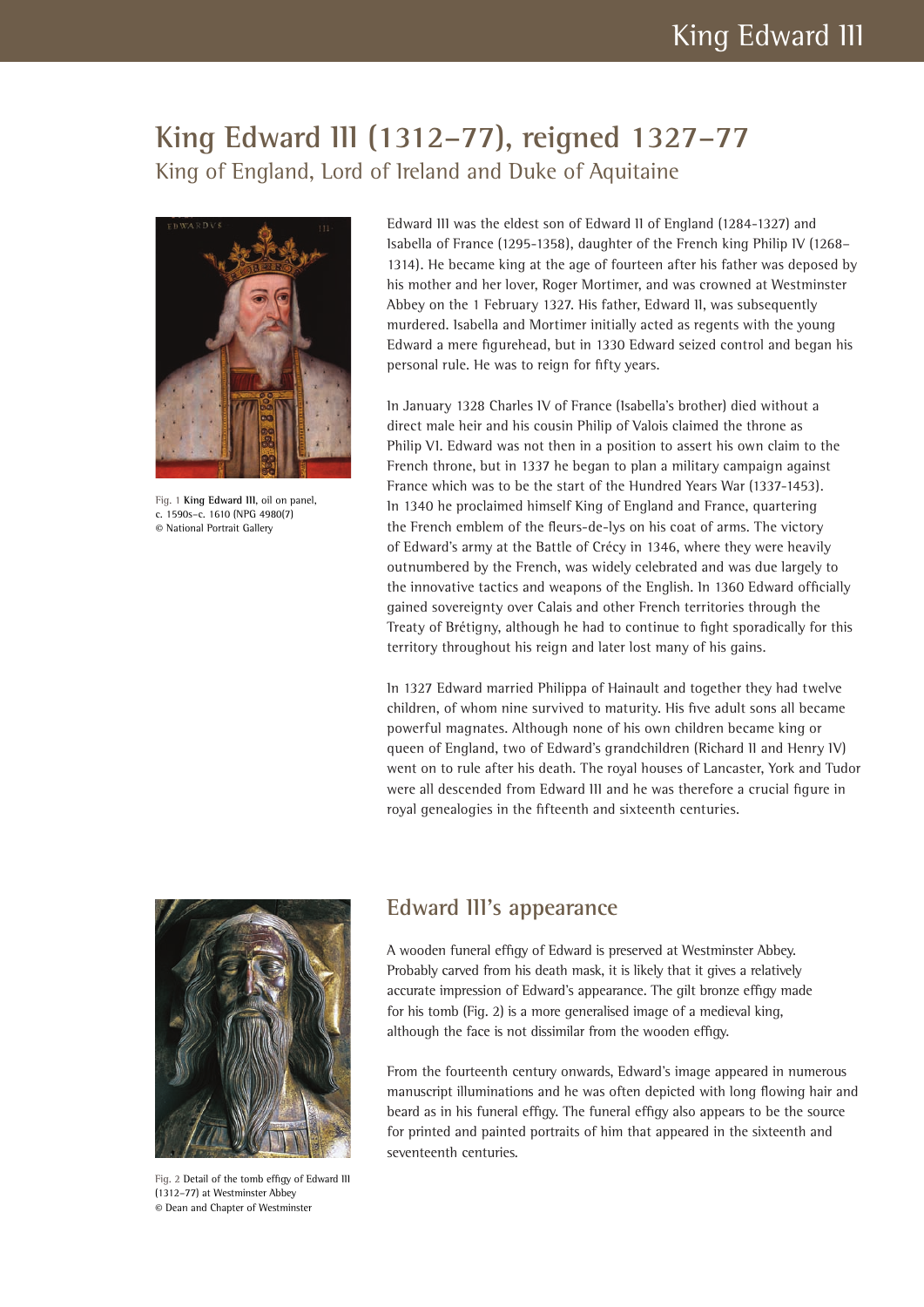# King Edward III (1312–77), reigned 1327–77

## King of England, Lord of Ireland and Duke of Aquitaine

Fig. 1 **King Edward III**, oil on panel, c. 1590s–c. 1610 (NPG 4980(7)) © National Portrait Gallery

Edward III was the eldest son of Edward II of England (1284-1327) and Isabella of France (1295-1358), daughter of the French king Philip IV (1268–1314). He became king at the age of fourteen after his father was deposed by his mother and her lover, Roger Mortimer, and was crowned at Westminster Abbey on the 1 February 1327. His father, Edward II, was subsequently murdered. Isabella and Mortimer initially acted as regents with the young Edward a mere figurehead, but in 1330 Edward seized control and began his personal rule. He was to reign for fifty years.

In January 1328 Charles IV of France (Isabella's brother) died without a direct male heir and his cousin Philip of Valois claimed the throne as Philip VI. Edward was not then in a position to assert his own claim to the French throne, but in 1337 he began to plan a military campaign against France which was to be the start of the Hundred Years War (1337-1453). In 1340 he proclaimed himself King of England and France, quartering the French emblem of the fleurs-de-lys on his coat of arms. The victory of Edward's army at the Battle of Crécy in 1346, where they were heavily outnumbered by the French, was widely celebrated and was due largely to the innovative tactics and weapons of the English. In 1360 Edward officially gained sovereignty over Calais and other French territories through the Treaty of Brétigny, although he had to continue to fight sporadically for this territory throughout his reign and later lost many of his gains.

In 1327 Edward married Philippa of Hainault and together they had twelve children, of whom nine survived to maturity. His five adult sons all became powerful magnates. Although none of his own children became king or queen of England, two of Edward's grandchildren (Richard II and Henry IV) went on to rule after his death. The royal houses of Lancaster, York and Tudor were all descended from Edward III and he was therefore a crucial figure in royal genealogies in the fifteenth and sixteenth centuries.

Fig. 2 Detail of the tomb effigy of Edward III (1312–77) at Westminster Abbey © Dean and Chapter of Westminster

## Edward III's appearance

A wooden funeral effigy of Edward is preserved at Westminster Abbey. Probably carved from his death mask, it is likely that it gives a relatively accurate impression of Edward's appearance. The gilt bronze effigy made for his tomb (Fig. 2) is a more generalised image of a medieval king, although the face is not dissimilar from the wooden effigy.

From the fourteenth century onwards, Edward's image appeared in numerous manuscript illuminations and he was often depicted with long flowing hair and beard as in his funeral effigy. The funeral effigy also appears to be the source for printed and painted portraits of him that appeared in the sixteenth and seventeenth centuries.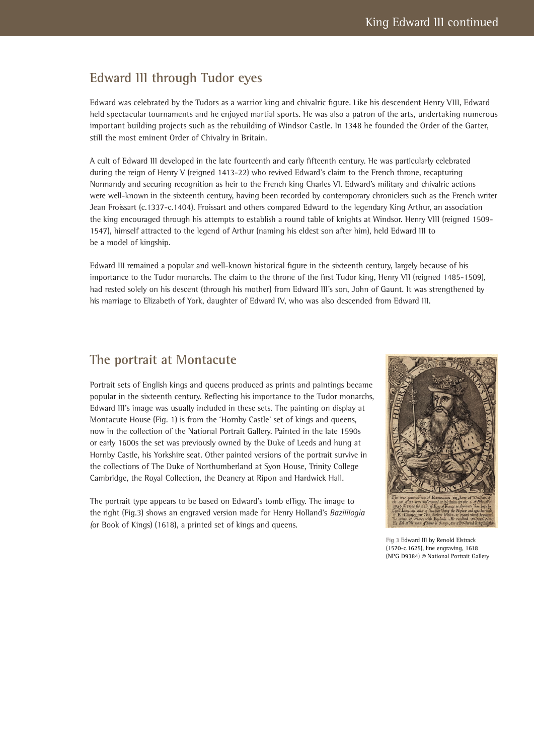## Edward III through Tudor eyes

Edward was celebrated by the Tudors as a warrior king and chivalric figure. Like his descendent Henry VIII, Edward held spectacular tournaments and he enjoyed martial sports. He was also a patron of the arts, undertaking numerous important building projects such as the rebuilding of Windsor Castle. In 1348 he founded the Order of the Garter, still the most eminent Order of Chivalry in Britain.

A cult of Edward III developed in the late fourteenth and early fifteenth century. He was particularly celebrated during the reign of Henry V (reigned 1413-22) who revived Edward's claim to the French throne, recapturing Normandy and securing recognition as heir to the French king Charles VI. Edward's military and chivalric actions were well-known in the sixteenth century, having been recorded by contemporary chroniclers such as the French writer Jean Froissart (c.1337-c.1404). Froissart and others compared Edward to the legendary King Arthur, an association the king encouraged through his attempts to establish a round table of knights at Windsor. Henry VIII (reigned 1509-1547), himself attracted to the legend of Arthur (naming his eldest son after him), held Edward III to be a model of kingship.

Edward III remained a popular and well-known historical figure in the sixteenth century, largely because of his importance to the Tudor monarchs. The claim to the throne of the first Tudor king, Henry VII (reigned 1485-1509), had rested solely on his descent (through his mother) from Edward III's son, John of Gaunt. It was strengthened by his marriage to Elizabeth of York, daughter of Edward IV, who was also descended from Edward III.

## The portrait at Montacute

Portrait sets of English kings and queens produced as prints and paintings became popular in the sixteenth century. Reflecting his importance to the Tudor monarchs, Edward III's image was usually included in these sets. The painting on display at Montacute House (Fig. 1) is from the 'Hornby Castle' set of kings and queens, now in the collection of the National Portrait Gallery. Painted in the late 1590s or early 1600s the set was previously owned by the Duke of Leeds and hung at Hornby Castle, his Yorkshire seat. Other painted versions of the portrait survive in the collections of The Duke of Northumberland at Syon House, Trinity College Cambridge, the Royal Collection, the Deanery at Ripon and Hardwick Hall.

The portrait type appears to be based on Edward's tomb effigy. The image to the right (Fig.3) shows an engraved version made for Henry Holland's *Bazililogia (*or Book of Kings) (1618), a printed set of kings and queens.

Fig 3 Edward III by Renold Elstrack (1570-c.1625), line engraving, 1618 (NPG D9384) © National Portrait Gallery